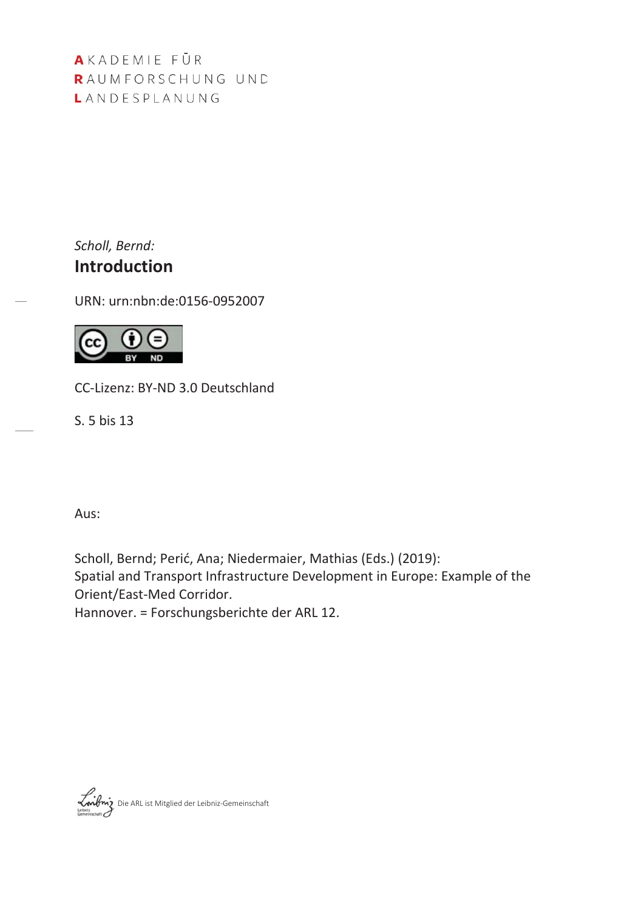AKADEMIE FÜR RAUMFORSCHUNG UND LANDESPLANUNG

*Scholl, Bernd:*

# Introduction

URN: urn:nbn:de:0156-0952007

CC-Lizenz: BY-ND 3.0 Deutschland

S. 5 bis 13

Aus:

Scholl, Bernd; Perić, Ana; Niedermaier, Mathias (Eds.) (2019):
Spatial and Transport Infrastructure Development in Europe: Example of the Orient/East-Med Corridor.
Hannover. = Forschungsberichte der ARL 12.

Die ARL ist Mitglied der Leibniz-Gemeinschaft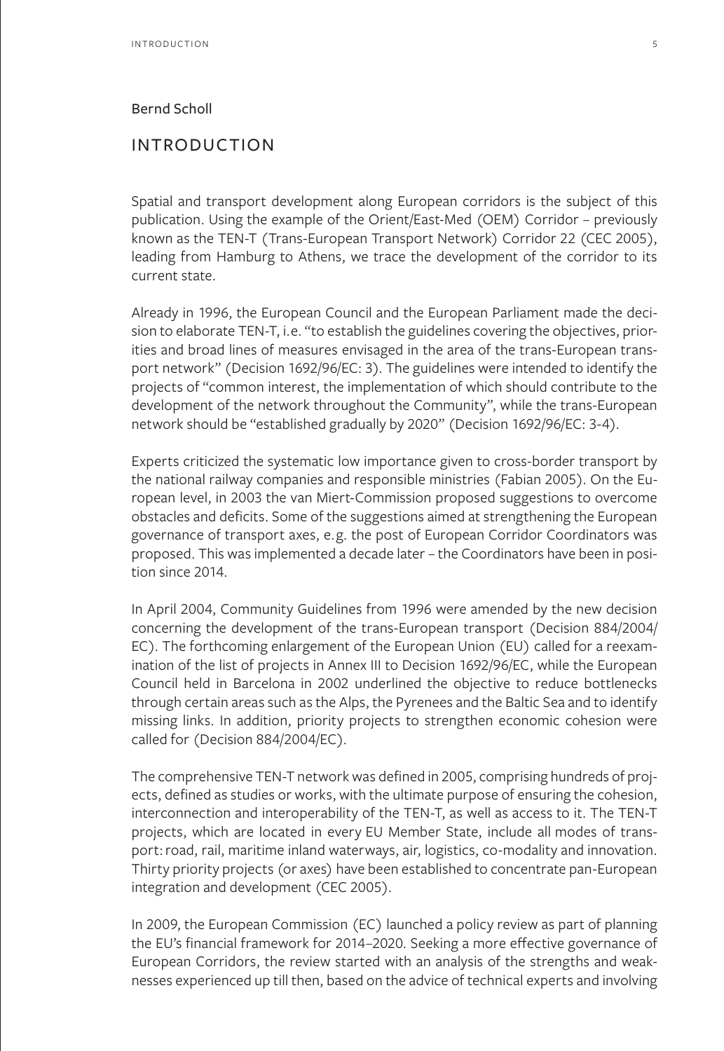Bernd Scholl

# INTRODUCTION

Spatial and transport development along European corridors is the subject of this publication. Using the example of the Orient/East-Med (OEM) Corridor – previously known as the TEN-T (Trans-European Transport Network) Corridor 22 (CEC 2005), leading from Hamburg to Athens, we trace the development of the corridor to its current state.

Already in 1996, the European Council and the European Parliament made the decision to elaborate TEN-T, i.e. "to establish the guidelines covering the objectives, priorities and broad lines of measures envisaged in the area of the trans-European transport network" (Decision 1692/96/EC: 3). The guidelines were intended to identify the projects of "common interest, the implementation of which should contribute to the development of the network throughout the Community", while the trans-European network should be "established gradually by 2020" (Decision 1692/96/EC: 3-4).

Experts criticized the systematic low importance given to cross-border transport by the national railway companies and responsible ministries (Fabian 2005). On the European level, in 2003 the van Miert-Commission proposed suggestions to overcome obstacles and deficits. Some of the suggestions aimed at strengthening the European governance of transport axes, e.g. the post of European Corridor Coordinators was proposed. This was implemented a decade later – the Coordinators have been in position since 2014.

In April 2004, Community Guidelines from 1996 were amended by the new decision concerning the development of the trans-European transport (Decision 884/2004/EC). The forthcoming enlargement of the European Union (EU) called for a reexamination of the list of projects in Annex III to Decision 1692/96/EC, while the European Council held in Barcelona in 2002 underlined the objective to reduce bottlenecks through certain areas such as the Alps, the Pyrenees and the Baltic Sea and to identify missing links. In addition, priority projects to strengthen economic cohesion were called for (Decision 884/2004/EC).

The comprehensive TEN-T network was defined in 2005, comprising hundreds of projects, defined as studies or works, with the ultimate purpose of ensuring the cohesion, interconnection and interoperability of the TEN-T, as well as access to it. The TEN-T projects, which are located in every EU Member State, include all modes of transport: road, rail, maritime inland waterways, air, logistics, co-modality and innovation. Thirty priority projects (or axes) have been established to concentrate pan-European integration and development (CEC 2005).

In 2009, the European Commission (EC) launched a policy review as part of planning the EU's financial framework for 2014–2020. Seeking a more effective governance of European Corridors, the review started with an analysis of the strengths and weaknesses experienced up till then, based on the advice of technical experts and involving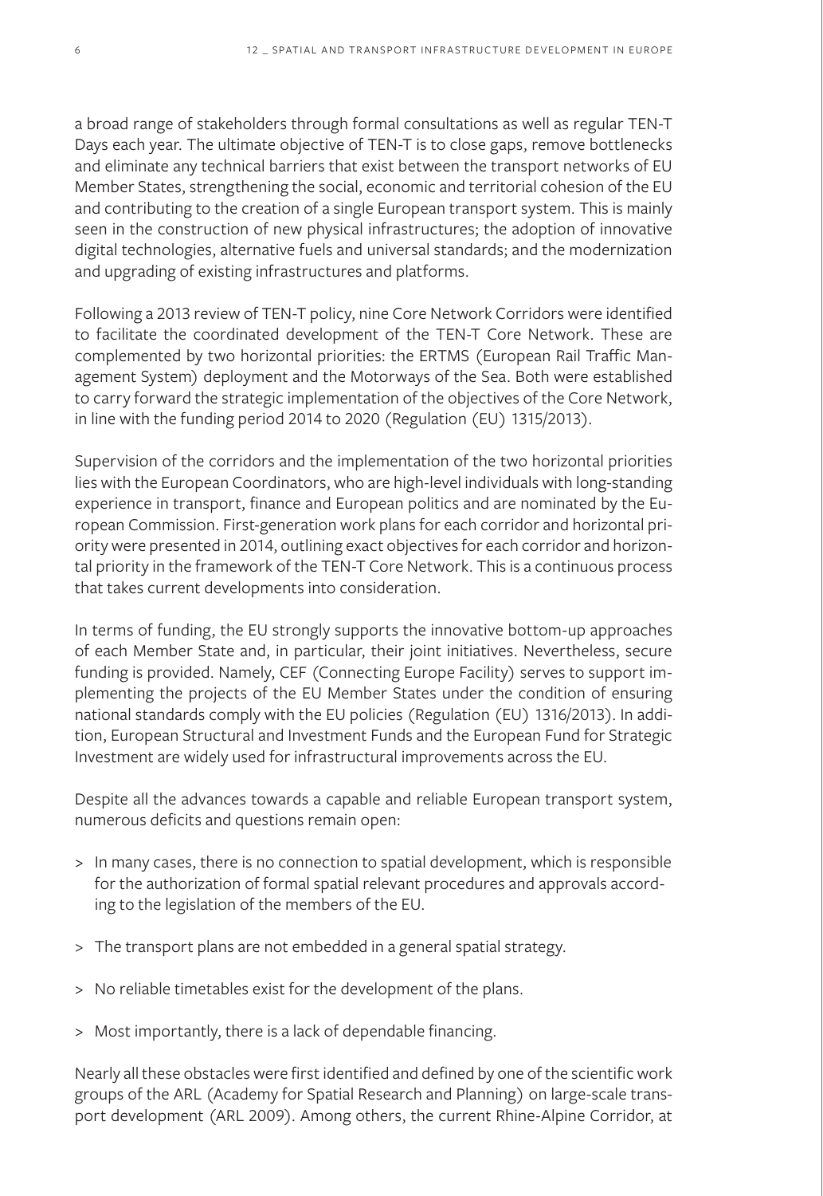a broad range of stakeholders through formal consultations as well as regular TEN-T Days each year. The ultimate objective of TEN-T is to close gaps, remove bottlenecks and eliminate any technical barriers that exist between the transport networks of EU Member States, strengthening the social, economic and territorial cohesion of the EU and contributing to the creation of a single European transport system. This is mainly seen in the construction of new physical infrastructures; the adoption of innovative digital technologies, alternative fuels and universal standards; and the modernization and upgrading of existing infrastructures and platforms.

Following a 2013 review of TEN-T policy, nine Core Network Corridors were identified to facilitate the coordinated development of the TEN-T Core Network. These are complemented by two horizontal priorities: the ERTMS (European Rail Traffic Management System) deployment and the Motorways of the Sea. Both were established to carry forward the strategic implementation of the objectives of the Core Network, in line with the funding period 2014 to 2020 (Regulation (EU) 1315/2013).

Supervision of the corridors and the implementation of the two horizontal priorities lies with the European Coordinators, who are high-level individuals with long-standing experience in transport, finance and European politics and are nominated by the European Commission. First-generation work plans for each corridor and horizontal priority were presented in 2014, outlining exact objectives for each corridor and horizontal priority in the framework of the TEN-T Core Network. This is a continuous process that takes current developments into consideration.

In terms of funding, the EU strongly supports the innovative bottom-up approaches of each Member State and, in particular, their joint initiatives. Nevertheless, secure funding is provided. Namely, CEF (Connecting Europe Facility) serves to support implementing the projects of the EU Member States under the condition of ensuring national standards comply with the EU policies (Regulation (EU) 1316/2013). In addition, European Structural and Investment Funds and the European Fund for Strategic Investment are widely used for infrastructural improvements across the EU.

Despite all the advances towards a capable and reliable European transport system, numerous deficits and questions remain open:

> In many cases, there is no connection to spatial development, which is responsible for the authorization of formal spatial relevant procedures and approvals according to the legislation of the members of the EU.

> The transport plans are not embedded in a general spatial strategy.

> No reliable timetables exist for the development of the plans.

> Most importantly, there is a lack of dependable financing.

Nearly all these obstacles were first identified and defined by one of the scientific work groups of the ARL (Academy for Spatial Research and Planning) on large-scale transport development (ARL 2009). Among others, the current Rhine-Alpine Corridor, at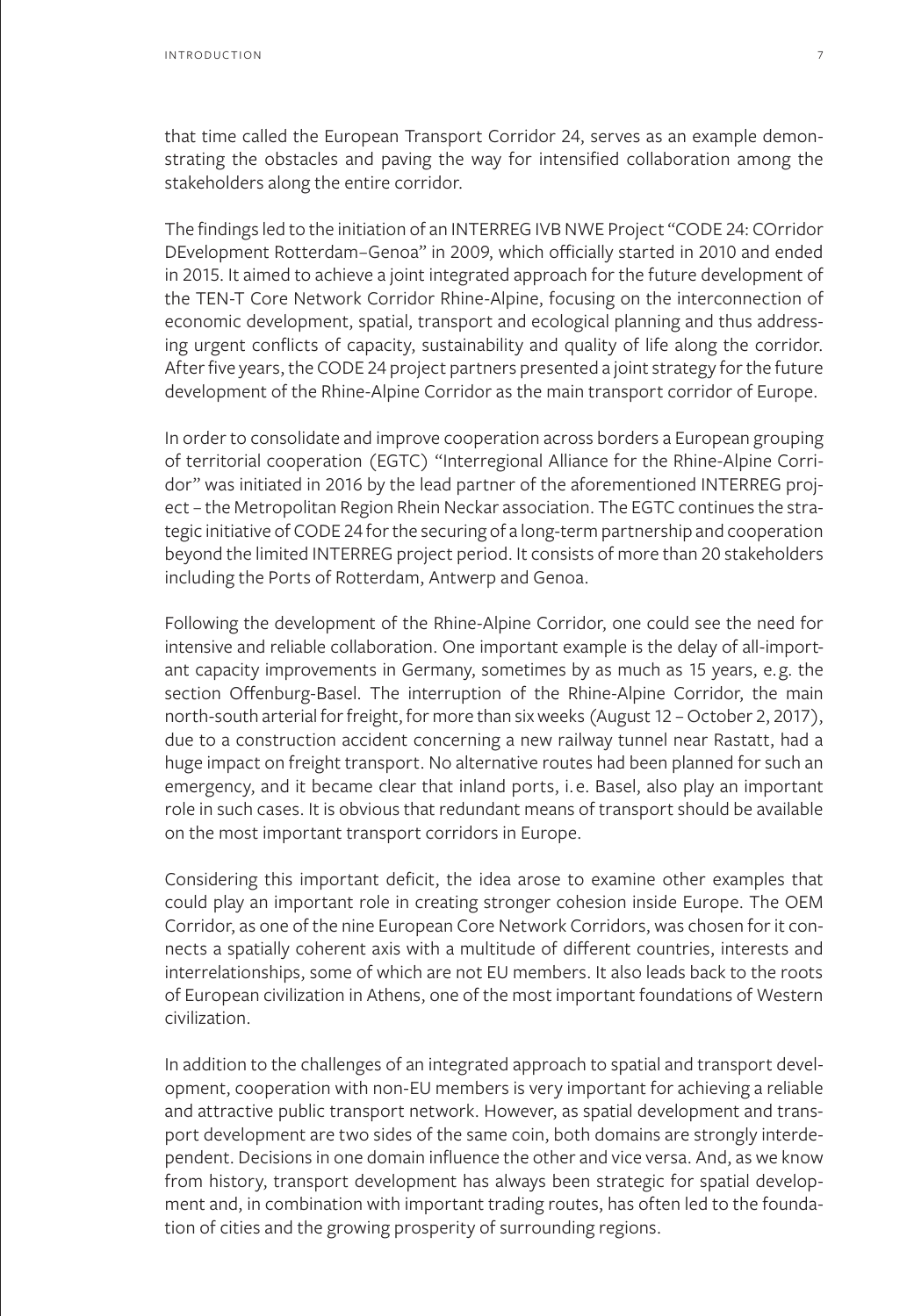that time called the European Transport Corridor 24, serves as an example demonstrating the obstacles and paving the way for intensified collaboration among the stakeholders along the entire corridor.

The findings led to the initiation of an INTERREG IVB NWE Project "CODE 24: COrridor DEvelopment Rotterdam–Genoa" in 2009, which officially started in 2010 and ended in 2015. It aimed to achieve a joint integrated approach for the future development of the TEN-T Core Network Corridor Rhine-Alpine, focusing on the interconnection of economic development, spatial, transport and ecological planning and thus addressing urgent conflicts of capacity, sustainability and quality of life along the corridor. After five years, the CODE 24 project partners presented a joint strategy for the future development of the Rhine-Alpine Corridor as the main transport corridor of Europe.

In order to consolidate and improve cooperation across borders a European grouping of territorial cooperation (EGTC) "Interregional Alliance for the Rhine-Alpine Corridor" was initiated in 2016 by the lead partner of the aforementioned INTERREG project – the Metropolitan Region Rhein Neckar association. The EGTC continues the strategic initiative of CODE 24 for the securing of a long-term partnership and cooperation beyond the limited INTERREG project period. It consists of more than 20 stakeholders including the Ports of Rotterdam, Antwerp and Genoa.

Following the development of the Rhine-Alpine Corridor, one could see the need for intensive and reliable collaboration. One important example is the delay of all-important capacity improvements in Germany, sometimes by as much as 15 years, e.g. the section Offenburg-Basel. The interruption of the Rhine-Alpine Corridor, the main north-south arterial for freight, for more than six weeks (August 12 – October 2, 2017), due to a construction accident concerning a new railway tunnel near Rastatt, had a huge impact on freight transport. No alternative routes had been planned for such an emergency, and it became clear that inland ports, i.e. Basel, also play an important role in such cases. It is obvious that redundant means of transport should be available on the most important transport corridors in Europe.

Considering this important deficit, the idea arose to examine other examples that could play an important role in creating stronger cohesion inside Europe. The OEM Corridor, as one of the nine European Core Network Corridors, was chosen for it connects a spatially coherent axis with a multitude of different countries, interests and interrelationships, some of which are not EU members. It also leads back to the roots of European civilization in Athens, one of the most important foundations of Western civilization.

In addition to the challenges of an integrated approach to spatial and transport development, cooperation with non-EU members is very important for achieving a reliable and attractive public transport network. However, as spatial development and transport development are two sides of the same coin, both domains are strongly interdependent. Decisions in one domain influence the other and vice versa. And, as we know from history, transport development has always been strategic for spatial development and, in combination with important trading routes, has often led to the foundation of cities and the growing prosperity of surrounding regions.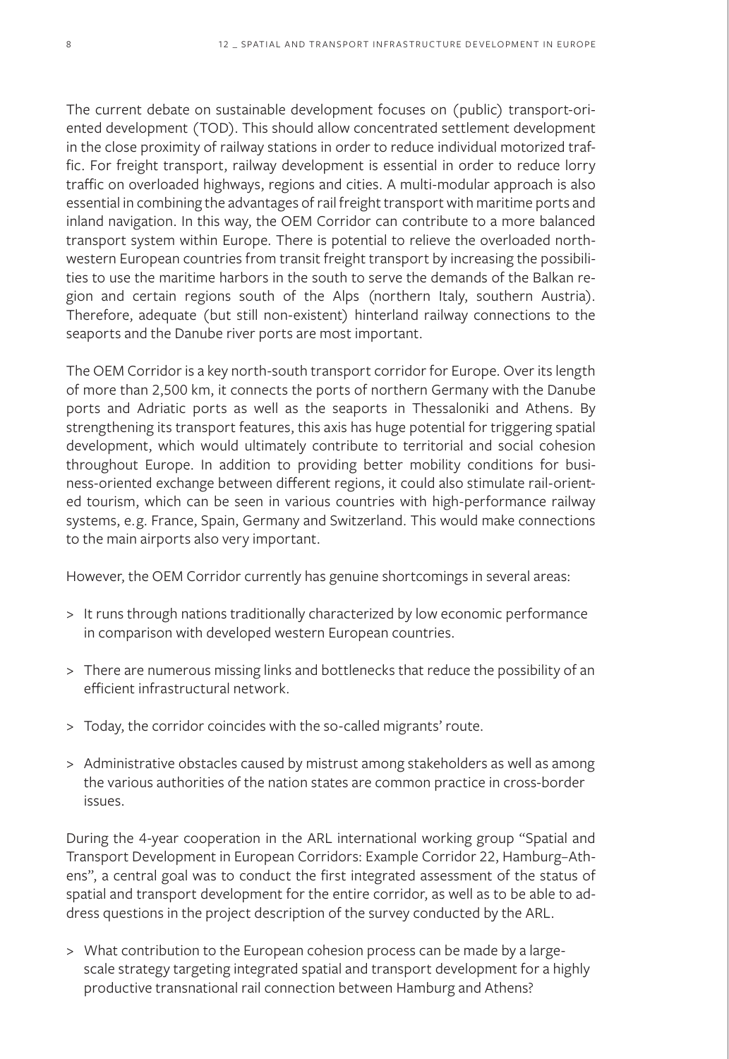The current debate on sustainable development focuses on (public) transport-oriented development (TOD). This should allow concentrated settlement development in the close proximity of railway stations in order to reduce individual motorized traffic. For freight transport, railway development is essential in order to reduce lorry traffic on overloaded highways, regions and cities. A multi-modular approach is also essential in combining the advantages of rail freight transport with maritime ports and inland navigation. In this way, the OEM Corridor can contribute to a more balanced transport system within Europe. There is potential to relieve the overloaded northwestern European countries from transit freight transport by increasing the possibilities to use the maritime harbors in the south to serve the demands of the Balkan region and certain regions south of the Alps (northern Italy, southern Austria). Therefore, adequate (but still non-existent) hinterland railway connections to the seaports and the Danube river ports are most important.

The OEM Corridor is a key north-south transport corridor for Europe. Over its length of more than 2,500 km, it connects the ports of northern Germany with the Danube ports and Adriatic ports as well as the seaports in Thessaloniki and Athens. By strengthening its transport features, this axis has huge potential for triggering spatial development, which would ultimately contribute to territorial and social cohesion throughout Europe. In addition to providing better mobility conditions for business-oriented exchange between different regions, it could also stimulate rail-oriented tourism, which can be seen in various countries with high-performance railway systems, e.g. France, Spain, Germany and Switzerland. This would make connections to the main airports also very important.

However, the OEM Corridor currently has genuine shortcomings in several areas:

> It runs through nations traditionally characterized by low economic performance in comparison with developed western European countries.

> There are numerous missing links and bottlenecks that reduce the possibility of an efficient infrastructural network.

> Today, the corridor coincides with the so-called migrants' route.

> Administrative obstacles caused by mistrust among stakeholders as well as among the various authorities of the nation states are common practice in cross-border issues.

During the 4-year cooperation in the ARL international working group "Spatial and Transport Development in European Corridors: Example Corridor 22, Hamburg–Athens", a central goal was to conduct the first integrated assessment of the status of spatial and transport development for the entire corridor, as well as to be able to address questions in the project description of the survey conducted by the ARL.

> What contribution to the European cohesion process can be made by a large-scale strategy targeting integrated spatial and transport development for a highly productive transnational rail connection between Hamburg and Athens?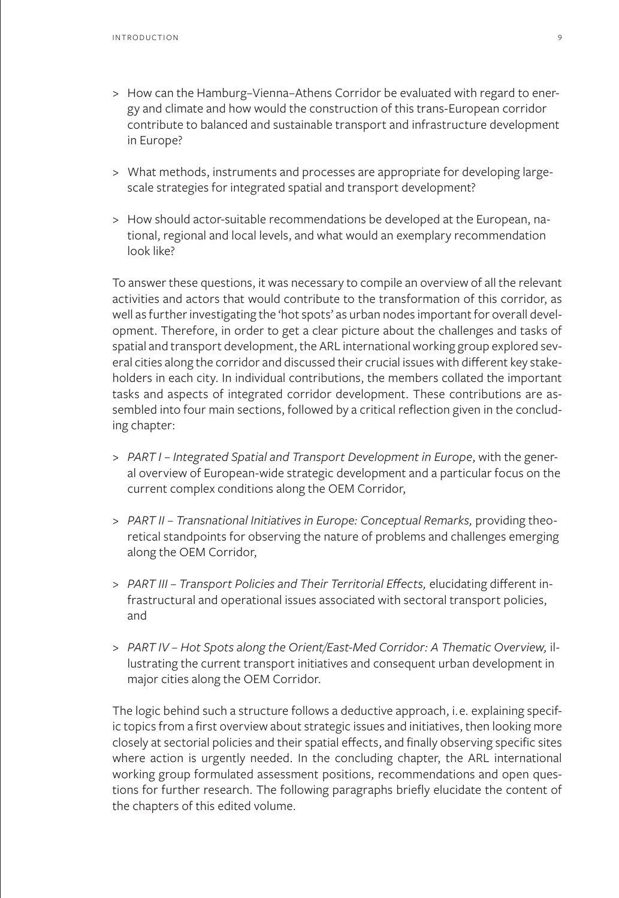> How can the Hamburg–Vienna–Athens Corridor be evaluated with regard to energy and climate and how would the construction of this trans-European corridor contribute to balanced and sustainable transport and infrastructure development in Europe?

> What methods, instruments and processes are appropriate for developing large-scale strategies for integrated spatial and transport development?

> How should actor-suitable recommendations be developed at the European, national, regional and local levels, and what would an exemplary recommendation look like?

To answer these questions, it was necessary to compile an overview of all the relevant activities and actors that would contribute to the transformation of this corridor, as well as further investigating the 'hot spots' as urban nodes important for overall development. Therefore, in order to get a clear picture about the challenges and tasks of spatial and transport development, the ARL international working group explored several cities along the corridor and discussed their crucial issues with different key stakeholders in each city. In individual contributions, the members collated the important tasks and aspects of integrated corridor development. These contributions are assembled into four main sections, followed by a critical reflection given in the concluding chapter:

> *PART I – Integrated Spatial and Transport Development in Europe*, with the general overview of European-wide strategic development and a particular focus on the current complex conditions along the OEM Corridor,

> *PART II – Transnational Initiatives in Europe: Conceptual Remarks,* providing theoretical standpoints for observing the nature of problems and challenges emerging along the OEM Corridor,

> *PART III – Transport Policies and Their Territorial Effects,* elucidating different infrastructural and operational issues associated with sectoral transport policies, and

> *PART IV – Hot Spots along the Orient/East-Med Corridor: A Thematic Overview,* illustrating the current transport initiatives and consequent urban development in major cities along the OEM Corridor.

The logic behind such a structure follows a deductive approach, i.e. explaining specific topics from a first overview about strategic issues and initiatives, then looking more closely at sectorial policies and their spatial effects, and finally observing specific sites where action is urgently needed. In the concluding chapter, the ARL international working group formulated assessment positions, recommendations and open questions for further research. The following paragraphs briefly elucidate the content of the chapters of this edited volume.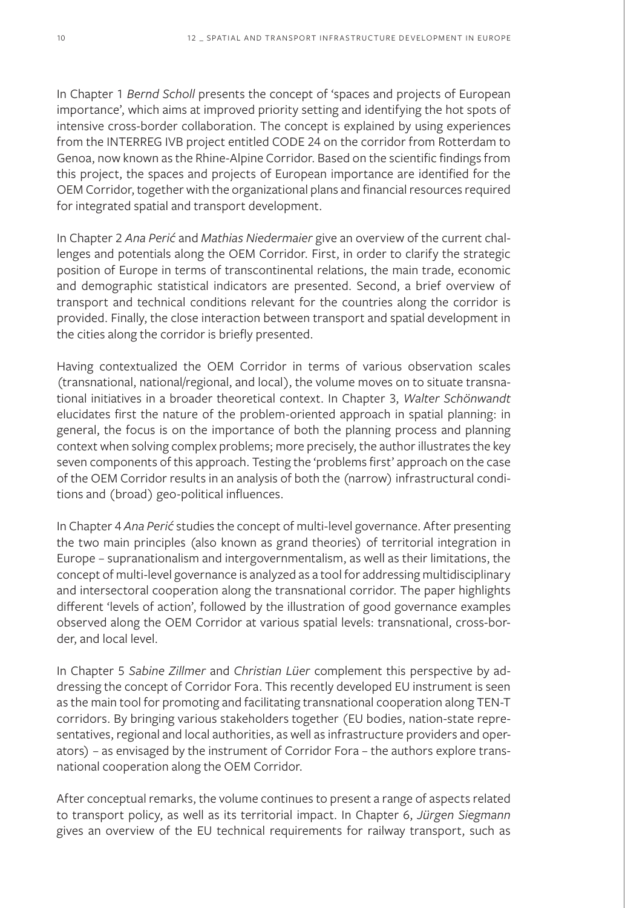In Chapter 1 *Bernd Scholl* presents the concept of 'spaces and projects of European importance', which aims at improved priority setting and identifying the hot spots of intensive cross-border collaboration. The concept is explained by using experiences from the INTERREG IVB project entitled CODE 24 on the corridor from Rotterdam to Genoa, now known as the Rhine-Alpine Corridor. Based on the scientific findings from this project, the spaces and projects of European importance are identified for the OEM Corridor, together with the organizational plans and financial resources required for integrated spatial and transport development.

In Chapter 2 *Ana Perić* and *Mathias Niedermaier* give an overview of the current challenges and potentials along the OEM Corridor. First, in order to clarify the strategic position of Europe in terms of transcontinental relations, the main trade, economic and demographic statistical indicators are presented. Second, a brief overview of transport and technical conditions relevant for the countries along the corridor is provided. Finally, the close interaction between transport and spatial development in the cities along the corridor is briefly presented.

Having contextualized the OEM Corridor in terms of various observation scales (transnational, national/regional, and local), the volume moves on to situate transnational initiatives in a broader theoretical context. In Chapter 3, *Walter Schönwandt* elucidates first the nature of the problem-oriented approach in spatial planning: in general, the focus is on the importance of both the planning process and planning context when solving complex problems; more precisely, the author illustrates the key seven components of this approach. Testing the 'problems first' approach on the case of the OEM Corridor results in an analysis of both the (narrow) infrastructural conditions and (broad) geo-political influences.

In Chapter 4 *Ana Perić* studies the concept of multi-level governance. After presenting the two main principles (also known as grand theories) of territorial integration in Europe – supranationalism and intergovernmentalism, as well as their limitations, the concept of multi-level governance is analyzed as a tool for addressing multidisciplinary and intersectoral cooperation along the transnational corridor. The paper highlights different 'levels of action', followed by the illustration of good governance examples observed along the OEM Corridor at various spatial levels: transnational, cross-border, and local level.

In Chapter 5 *Sabine Zillmer* and *Christian Lüer* complement this perspective by addressing the concept of Corridor Fora. This recently developed EU instrument is seen as the main tool for promoting and facilitating transnational cooperation along TEN-T corridors. By bringing various stakeholders together (EU bodies, nation-state representatives, regional and local authorities, as well as infrastructure providers and operators) – as envisaged by the instrument of Corridor Fora – the authors explore transnational cooperation along the OEM Corridor.

After conceptual remarks, the volume continues to present a range of aspects related to transport policy, as well as its territorial impact. In Chapter 6, *Jürgen Siegmann* gives an overview of the EU technical requirements for railway transport, such as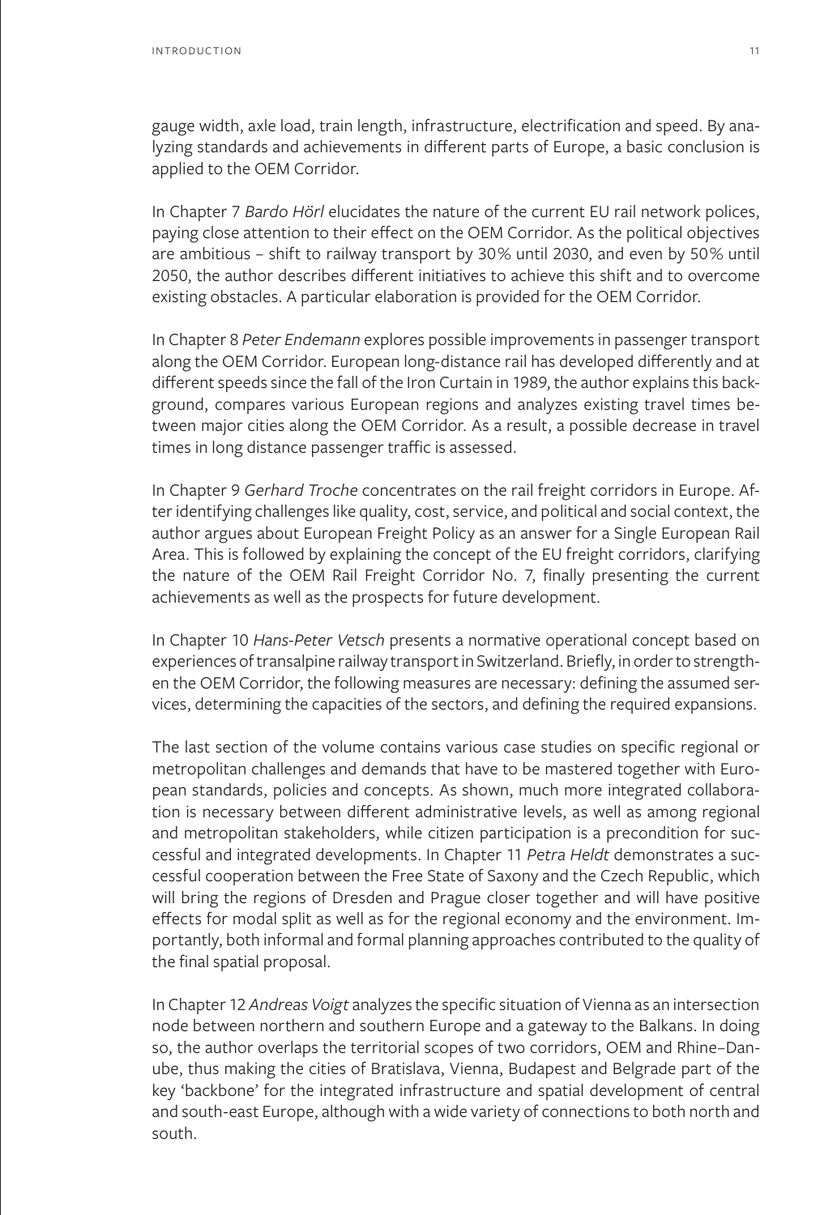gauge width, axle load, train length, infrastructure, electrification and speed. By analyzing standards and achievements in different parts of Europe, a basic conclusion is applied to the OEM Corridor.

In Chapter 7 *Bardo Hörl* elucidates the nature of the current EU rail network polices, paying close attention to their effect on the OEM Corridor. As the political objectives are ambitious – shift to railway transport by 30% until 2030, and even by 50% until 2050, the author describes different initiatives to achieve this shift and to overcome existing obstacles. A particular elaboration is provided for the OEM Corridor.

In Chapter 8 *Peter Endemann* explores possible improvements in passenger transport along the OEM Corridor. European long-distance rail has developed differently and at different speeds since the fall of the Iron Curtain in 1989, the author explains this background, compares various European regions and analyzes existing travel times between major cities along the OEM Corridor. As a result, a possible decrease in travel times in long distance passenger traffic is assessed.

In Chapter 9 *Gerhard Troche* concentrates on the rail freight corridors in Europe. After identifying challenges like quality, cost, service, and political and social context, the author argues about European Freight Policy as an answer for a Single European Rail Area. This is followed by explaining the concept of the EU freight corridors, clarifying the nature of the OEM Rail Freight Corridor No. 7, finally presenting the current achievements as well as the prospects for future development.

In Chapter 10 *Hans-Peter Vetsch* presents a normative operational concept based on experiences of transalpine railway transport in Switzerland. Briefly, in order to strengthen the OEM Corridor, the following measures are necessary: defining the assumed services, determining the capacities of the sectors, and defining the required expansions.

The last section of the volume contains various case studies on specific regional or metropolitan challenges and demands that have to be mastered together with European standards, policies and concepts. As shown, much more integrated collaboration is necessary between different administrative levels, as well as among regional and metropolitan stakeholders, while citizen participation is a precondition for successful and integrated developments. In Chapter 11 *Petra Heldt* demonstrates a successful cooperation between the Free State of Saxony and the Czech Republic, which will bring the regions of Dresden and Prague closer together and will have positive effects for modal split as well as for the regional economy and the environment. Importantly, both informal and formal planning approaches contributed to the quality of the final spatial proposal.

In Chapter 12 *Andreas Voigt* analyzes the specific situation of Vienna as an intersection node between northern and southern Europe and a gateway to the Balkans. In doing so, the author overlaps the territorial scopes of two corridors, OEM and Rhine–Danube, thus making the cities of Bratislava, Vienna, Budapest and Belgrade part of the key 'backbone' for the integrated infrastructure and spatial development of central and south-east Europe, although with a wide variety of connections to both north and south.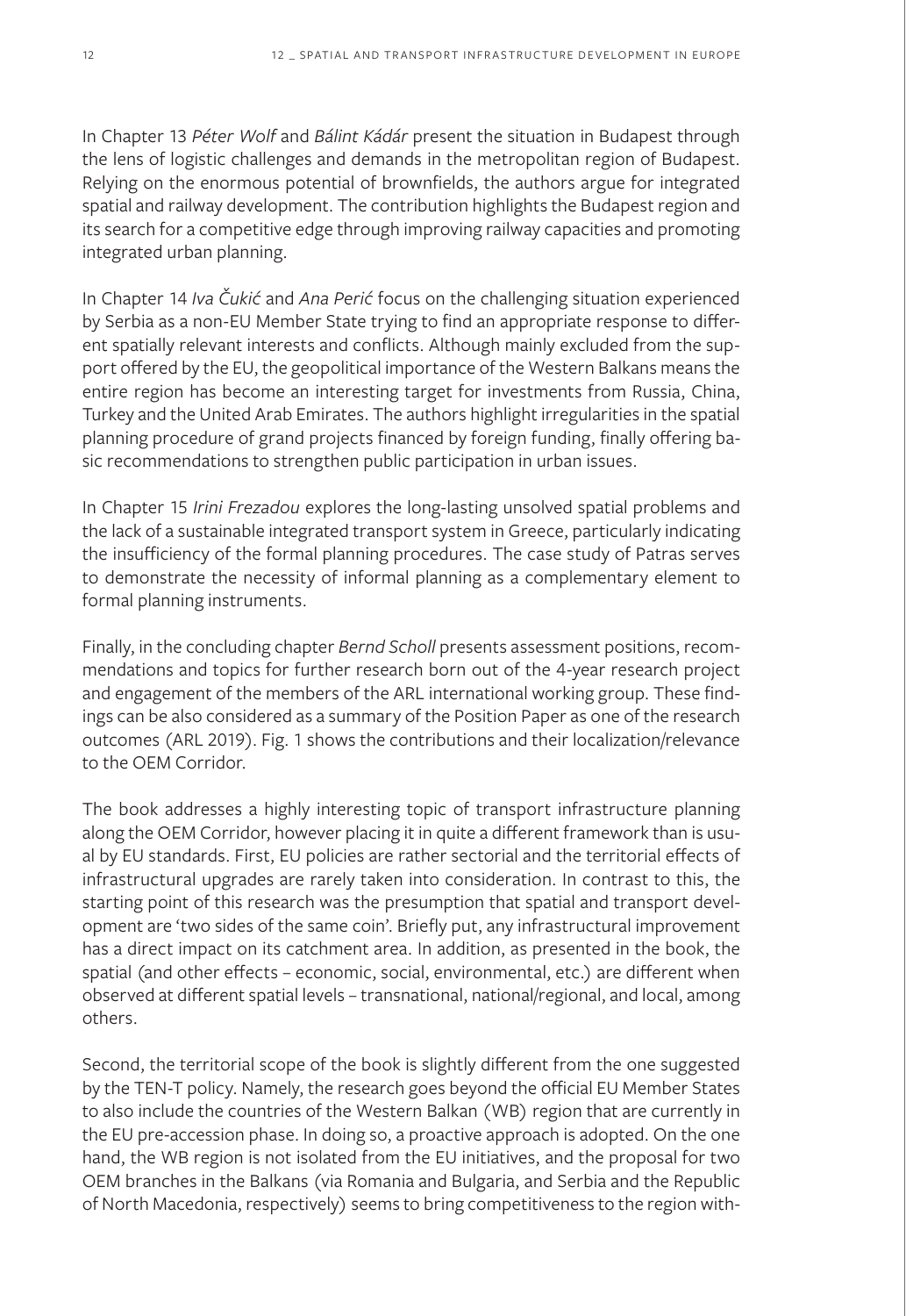In Chapter 13 *Péter Wolf* and *Bálint Kádár* present the situation in Budapest through the lens of logistic challenges and demands in the metropolitan region of Budapest. Relying on the enormous potential of brownfields, the authors argue for integrated spatial and railway development. The contribution highlights the Budapest region and its search for a competitive edge through improving railway capacities and promoting integrated urban planning.

In Chapter 14 *Iva Čukić* and *Ana Perić* focus on the challenging situation experienced by Serbia as a non-EU Member State trying to find an appropriate response to different spatially relevant interests and conflicts. Although mainly excluded from the support offered by the EU, the geopolitical importance of the Western Balkans means the entire region has become an interesting target for investments from Russia, China, Turkey and the United Arab Emirates. The authors highlight irregularities in the spatial planning procedure of grand projects financed by foreign funding, finally offering basic recommendations to strengthen public participation in urban issues.

In Chapter 15 *Irini Frezadou* explores the long-lasting unsolved spatial problems and the lack of a sustainable integrated transport system in Greece, particularly indicating the insufficiency of the formal planning procedures. The case study of Patras serves to demonstrate the necessity of informal planning as a complementary element to formal planning instruments.

Finally, in the concluding chapter *Bernd Scholl* presents assessment positions, recommendations and topics for further research born out of the 4-year research project and engagement of the members of the ARL international working group. These findings can be also considered as a summary of the Position Paper as one of the research outcomes (ARL 2019). Fig. 1 shows the contributions and their localization/relevance to the OEM Corridor.

The book addresses a highly interesting topic of transport infrastructure planning along the OEM Corridor, however placing it in quite a different framework than is usual by EU standards. First, EU policies are rather sectorial and the territorial effects of infrastructural upgrades are rarely taken into consideration. In contrast to this, the starting point of this research was the presumption that spatial and transport development are 'two sides of the same coin'. Briefly put, any infrastructural improvement has a direct impact on its catchment area. In addition, as presented in the book, the spatial (and other effects – economic, social, environmental, etc.) are different when observed at different spatial levels – transnational, national/regional, and local, among others.

Second, the territorial scope of the book is slightly different from the one suggested by the TEN-T policy. Namely, the research goes beyond the official EU Member States to also include the countries of the Western Balkan (WB) region that are currently in the EU pre-accession phase. In doing so, a proactive approach is adopted. On the one hand, the WB region is not isolated from the EU initiatives, and the proposal for two OEM branches in the Balkans (via Romania and Bulgaria, and Serbia and the Republic of North Macedonia, respectively) seems to bring competitiveness to the region with-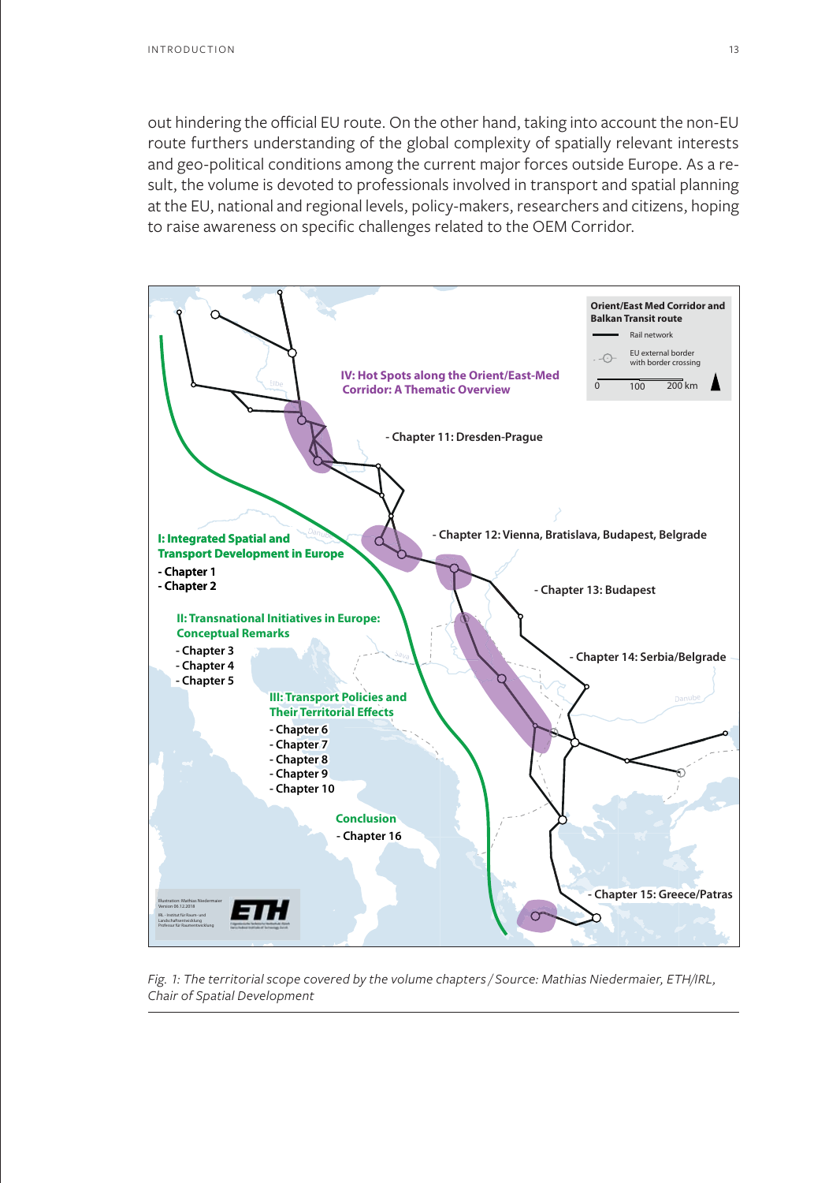out hindering the official EU route. On the other hand, taking into account the non-EU route furthers understanding of the global complexity of spatially relevant interests and geo-political conditions among the current major forces outside Europe. As a result, the volume is devoted to professionals involved in transport and spatial planning at the EU, national and regional levels, policy-makers, researchers and citizens, hoping to raise awareness on specific challenges related to the OEM Corridor.

Orient/East Med Corridor and Balkan Transit route

Rail network

EU external border with border crossing

0 100 200 km

IV: Hot Spots along the Orient/East-Med Corridor: A Thematic Overview

- Chapter 11: Dresden-Prague
- Chapter 12: Vienna, Bratislava, Budapest, Belgrade
- Chapter 13: Budapest
- Chapter 14: Serbia/Belgrade
- Chapter 15: Greece/Patras

I: Integrated Spatial and Transport Development in Europe

- Chapter 1
- Chapter 2

II: Transnational Initiatives in Europe: Conceptual Remarks

- Chapter 3
- Chapter 4
- Chapter 5

III: Transport Policies and Their Territorial Effects

- Chapter 6
- Chapter 7
- Chapter 8
- Chapter 9
- Chapter 10

Conclusion

- Chapter 16

Elbe

Danube

Sava

Danube

ETH

*Fig. 1: The territorial scope covered by the volume chapters / Source: Mathias Niedermaier, ETH/IRL, Chair of Spatial Development*